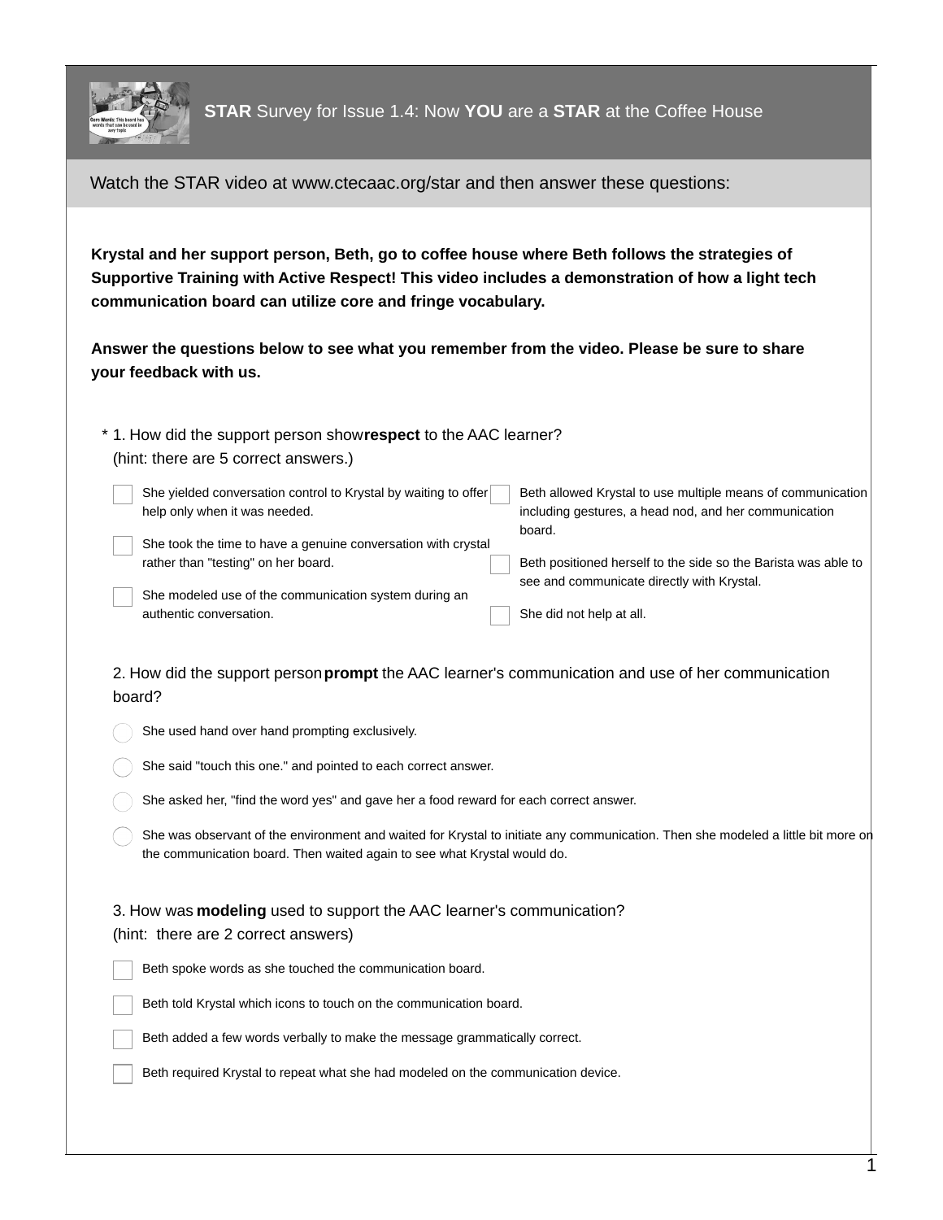# **STAR** Survey for Issue 1.4: Now **YOU** are a **STAR** at the Coffee House

Watch the STAR video at www.ctecaac.org/star and then answer these questions:

**Krystal and her support person, Beth, go to coffee house where Beth follows the strategies of Supportive Training with Active Respect! This video includes a demonstration of how a light tech communication board can utilize core and fringe vocabulary.**

**Answer the questions below to see what you remember from the video. Please be sure to share your feedback with us.**

\* 1. How did the support person show **respect** to the AAC learner?
(hint: there are 5 correct answers.)

- [ ] She yielded conversation control to Krystal by waiting to offer help only when it was needed.
- [ ] She took the time to have a genuine conversation with crystal rather than "testing" on her board.
- [ ] She modeled use of the communication system during an authentic conversation.
- [ ] Beth allowed Krystal to use multiple means of communication including gestures, a head nod, and her communication board.
- [ ] Beth positioned herself to the side so the Barista was able to see and communicate directly with Krystal.
- [ ] She did not help at all.

2. How did the support person **prompt** the AAC learner's communication and use of her communication board?

- ○ She used hand over hand prompting exclusively.
- ○ She said "touch this one." and pointed to each correct answer.
- ○ She asked her, "find the word yes" and gave her a food reward for each correct answer.
- ○ She was observant of the environment and waited for Krystal to initiate any communication. Then she modeled a little bit more on the communication board. Then waited again to see what Krystal would do.

3. How was **modeling** used to support the AAC learner's communication?
(hint: there are 2 correct answers)

- [ ] Beth spoke words as she touched the communication board.
- [ ] Beth told Krystal which icons to touch on the communication board.
- [ ] Beth added a few words verbally to make the message grammatically correct.
- [ ] Beth required Krystal to repeat what she had modeled on the communication device.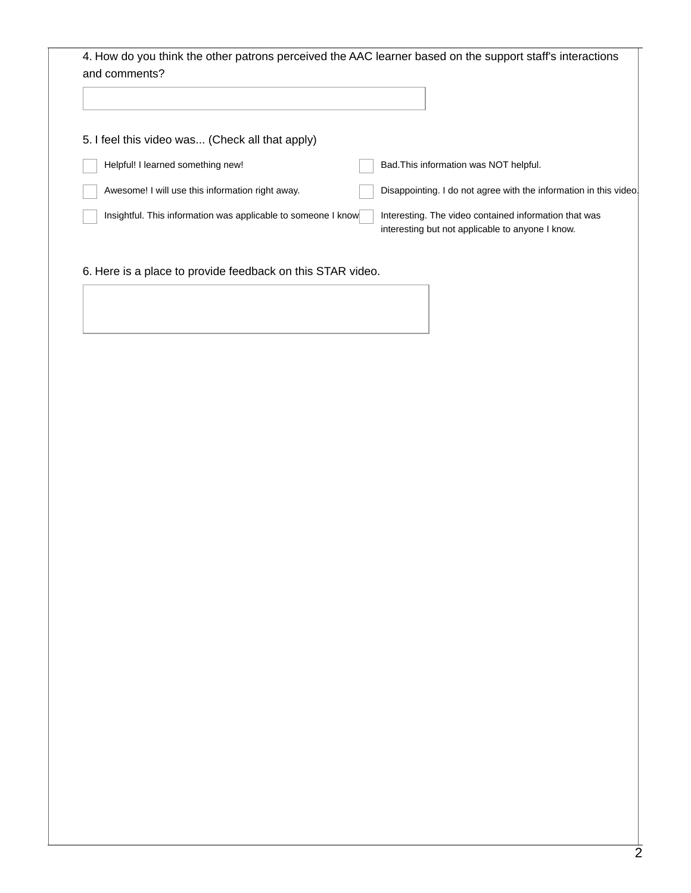4. How do you think the other patrons perceived the AAC learner based on the support staff's interactions and comments?

5. I feel this video was... (Check all that apply)

- [ ] Helpful! I learned something new!
- [ ] Awesome! I will use this information right away.
- [ ] Insightful. This information was applicable to someone I know
- [ ] Bad.This information was NOT helpful.
- [ ] Disappointing. I do not agree with the information in this video.
- [ ] Interesting. The video contained information that was interesting but not applicable to anyone I know.

6. Here is a place to provide feedback on this STAR video.